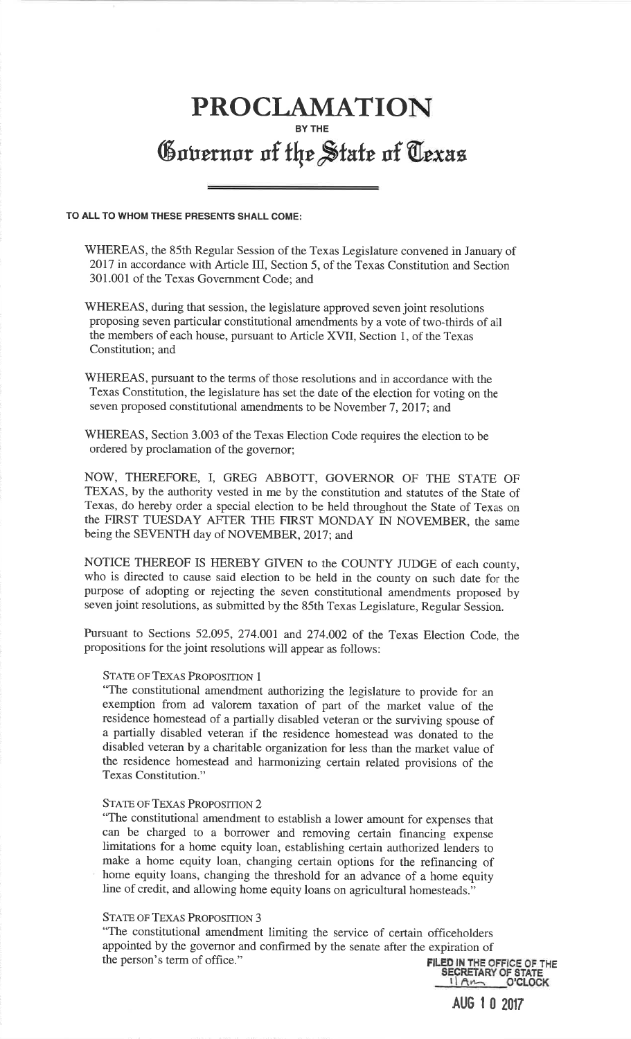# PROCLAMATION

BY THE

# Governor of the State of Texas

**TO ALL TO WHOM THESE PRESENTS SHALL COME:**

WHEREAS, the 85th Regular Session of the Texas Legislature convened in January of 2017 in accordance with Article III, Section 5, of the Texas Constitution and Section 301.001 of the Texas Government Code; and

WHEREAS, during that session, the legislature approved seven joint resolutions proposing seven particular constitutional amendments by a vote of two-thirds of all the members of each house, pursuant to Article XVII, Section 1, of the Texas Constitution; and

WHEREAS, pursuant to the terms of those resolutions and in accordance with the Texas Constitution, the legislature has set the date of the election for voting on the seven proposed constitutional amendments to be November 7, 2017; and

WHEREAS, Section 3.003 of the Texas Election Code requires the election to be ordered by proclamation of the governor;

NOW, THEREFORE, I, GREG ABBOTT, GOVERNOR OF THE STATE OF TEXAS, by the authority vested in me by the constitution and statutes of the State of Texas, do hereby order a special election to be held throughout the State of Texas on the FIRST TUESDAY AFTER THE FIRST MONDAY IN NOVEMBER, the same being the SEVENTH day of NOVEMBER, 2017; and

NOTICE THEREOF IS HEREBY GIVEN to the COUNTY JUDGE of each county, who is directed to cause said election to be held in the county on such date for the purpose of adopting or rejecting the seven constitutional amendments proposed by seven joint resolutions, as submitted by the 85th Texas Legislature, Regular Session.

Pursuant to Sections 52.095, 274.001 and 274.002 of the Texas Election Code, the propositions for the joint resolutions will appear as follows:

STATE OF TEXAS PROPOSITION 1

"The constitutional amendment authorizing the legislature to provide for an exemption from ad valorem taxation of part of the market value of the residence homestead of a partially disabled veteran or the surviving spouse of a partially disabled veteran if the residence homestead was donated to the disabled veteran by a charitable organization for less than the market value of the residence homestead and harmonizing certain related provisions of the Texas Constitution."

STATE OF TEXAS PROPOSITION 2

"The constitutional amendment to establish a lower amount for expenses that can be charged to a borrower and removing certain financing expense limitations for a home equity loan, establishing certain authorized lenders to make a home equity loan, changing certain options for the refinancing of home equity loans, changing the threshold for an advance of a home equity line of credit, and allowing home equity loans on agricultural homesteads."

STATE OF TEXAS PROPOSITION 3

"The constitutional amendment limiting the service of certain officeholders appointed by the governor and confirmed by the senate after the expiration of the person's term of office."

FILED IN THE OFFICE OF THE SECRETARY OF STATE
11 Am O'CLOCK

AUG 10 2017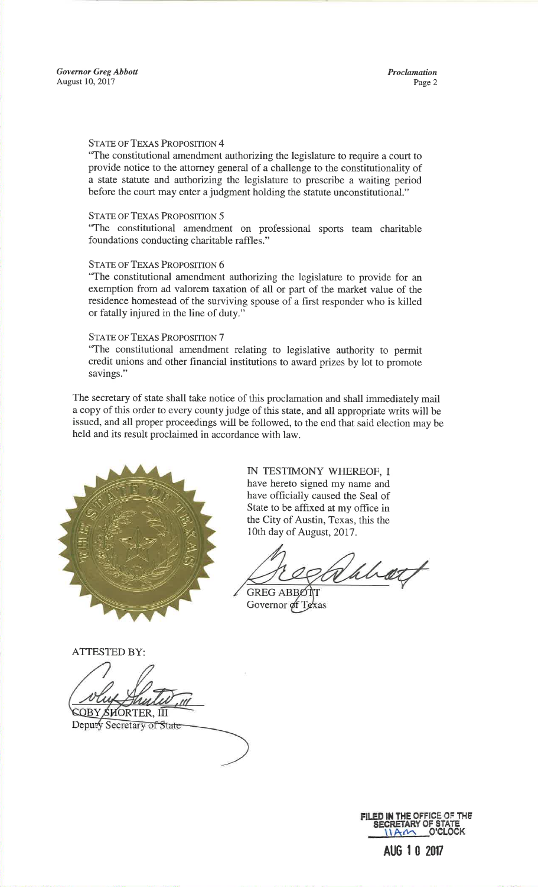STATE OF TEXAS PROPOSITION 4

"The constitutional amendment authorizing the legislature to require a court to provide notice to the attorney general of a challenge to the constitutionality of a state statute and authorizing the legislature to prescribe a waiting period before the court may enter a judgment holding the statute unconstitutional."

STATE OF TEXAS PROPOSITION 5

"The constitutional amendment on professional sports team charitable foundations conducting charitable raffles."

STATE OF TEXAS PROPOSITION 6

"The constitutional amendment authorizing the legislature to provide for an exemption from ad valorem taxation of all or part of the market value of the residence homestead of the surviving spouse of a first responder who is killed or fatally injured in the line of duty."

STATE OF TEXAS PROPOSITION 7

"The constitutional amendment relating to legislative authority to permit credit unions and other financial institutions to award prizes by lot to promote savings."

The secretary of state shall take notice of this proclamation and shall immediately mail a copy of this order to every county judge of this state, and all appropriate writs will be issued, and all proper proceedings will be followed, to the end that said election may be held and its result proclaimed in accordance with law.

IN TESTIMONY WHEREOF, I have hereto signed my name and have officially caused the Seal of State to be affixed at my office in the City of Austin, Texas, this the 10th day of August, 2017.

GREG ABBOTT
Governor of Texas

ATTESTED BY:

COBY SHORTER, III
Deputy Secretary of State

FILED IN THE OFFICE OF THE SECRETARY OF STATE
11AM O'CLOCK
AUG 10 2017